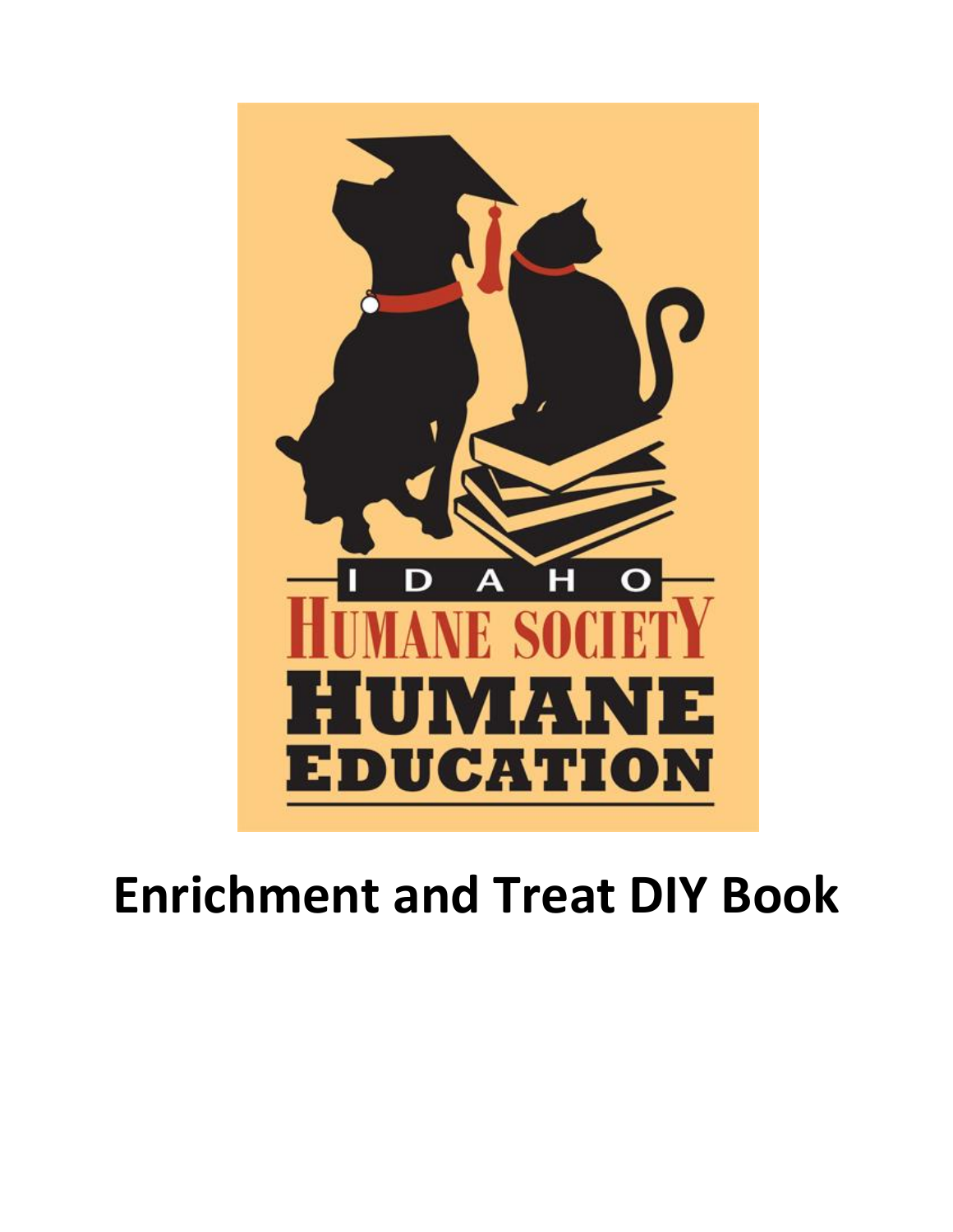IDAHO

HUMANE SOCIETY

HUMANE EDUCATION

# Enrichment and Treat DIY Book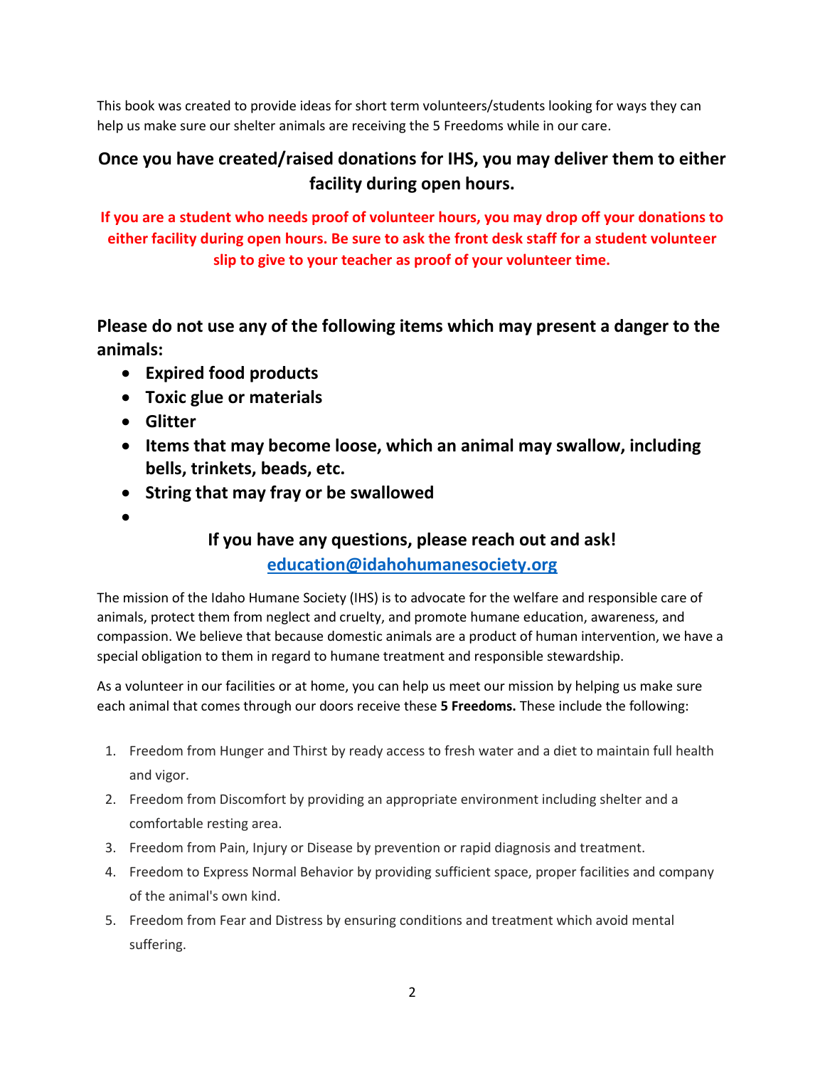This book was created to provide ideas for short term volunteers/students looking for ways they can help us make sure our shelter animals are receiving the 5 Freedoms while in our care.

**Once you have created/raised donations for IHS, you may deliver them to either facility during open hours.**

**If you are a student who needs proof of volunteer hours, you may drop off your donations to either facility during open hours. Be sure to ask the front desk staff for a student volunteer slip to give to your teacher as proof of your volunteer time.**

**Please do not use any of the following items which may present a danger to the animals:**

- **Expired food products**
- **Toxic glue or materials**
- **Glitter**
- **Items that may become loose, which an animal may swallow, including bells, trinkets, beads, etc.**
- **String that may fray or be swallowed**

**If you have any questions, please reach out and ask!**
**education@idahohumanesociety.org**

The mission of the Idaho Humane Society (IHS) is to advocate for the welfare and responsible care of animals, protect them from neglect and cruelty, and promote humane education, awareness, and compassion. We believe that because domestic animals are a product of human intervention, we have a special obligation to them in regard to humane treatment and responsible stewardship.

As a volunteer in our facilities or at home, you can help us meet our mission by helping us make sure each animal that comes through our doors receive these **5 Freedoms.** These include the following:

1. Freedom from Hunger and Thirst by ready access to fresh water and a diet to maintain full health and vigor.
2. Freedom from Discomfort by providing an appropriate environment including shelter and a comfortable resting area.
3. Freedom from Pain, Injury or Disease by prevention or rapid diagnosis and treatment.
4. Freedom to Express Normal Behavior by providing sufficient space, proper facilities and company of the animal's own kind.
5. Freedom from Fear and Distress by ensuring conditions and treatment which avoid mental suffering.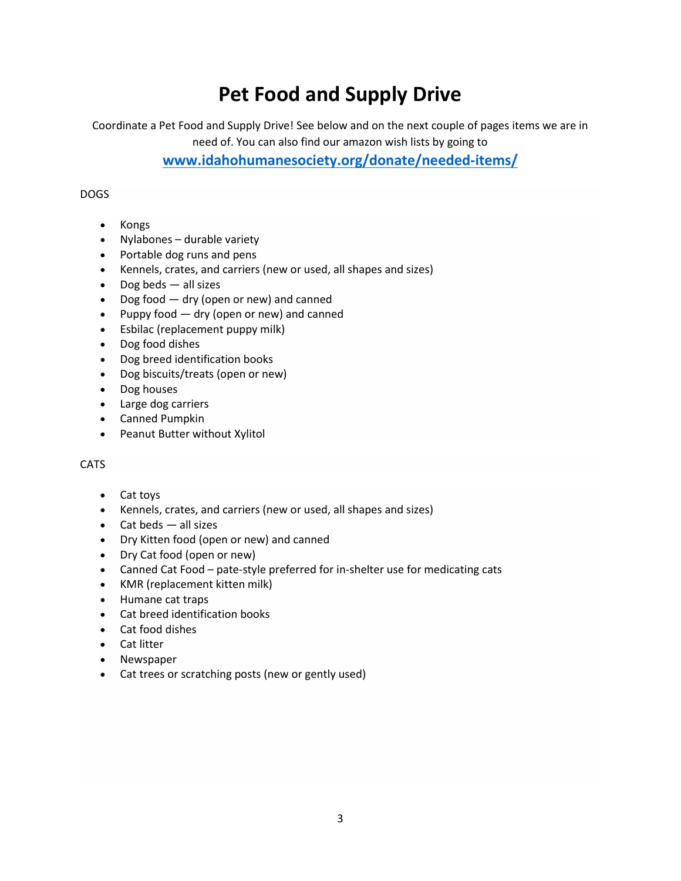# Pet Food and Supply Drive

Coordinate a Pet Food and Supply Drive! See below and on the next couple of pages items we are in need of. You can also find our amazon wish lists by going to

**[www.idahohumanesociety.org/donate/needed-items/](www.idahohumanesociety.org/donate/needed-items/)**

DOGS

- Kongs
- Nylabones – durable variety
- Portable dog runs and pens
- Kennels, crates, and carriers (new or used, all shapes and sizes)
- Dog beds — all sizes
- Dog food — dry (open or new) and canned
- Puppy food — dry (open or new) and canned
- Esbilac (replacement puppy milk)
- Dog food dishes
- Dog breed identification books
- Dog biscuits/treats (open or new)
- Dog houses
- Large dog carriers
- Canned Pumpkin
- Peanut Butter without Xylitol

CATS

- Cat toys
- Kennels, crates, and carriers (new or used, all shapes and sizes)
- Cat beds — all sizes
- Dry Kitten food (open or new) and canned
- Dry Cat food (open or new)
- Canned Cat Food – pate-style preferred for in-shelter use for medicating cats
- KMR (replacement kitten milk)
- Humane cat traps
- Cat breed identification books
- Cat food dishes
- Cat litter
- Newspaper
- Cat trees or scratching posts (new or gently used)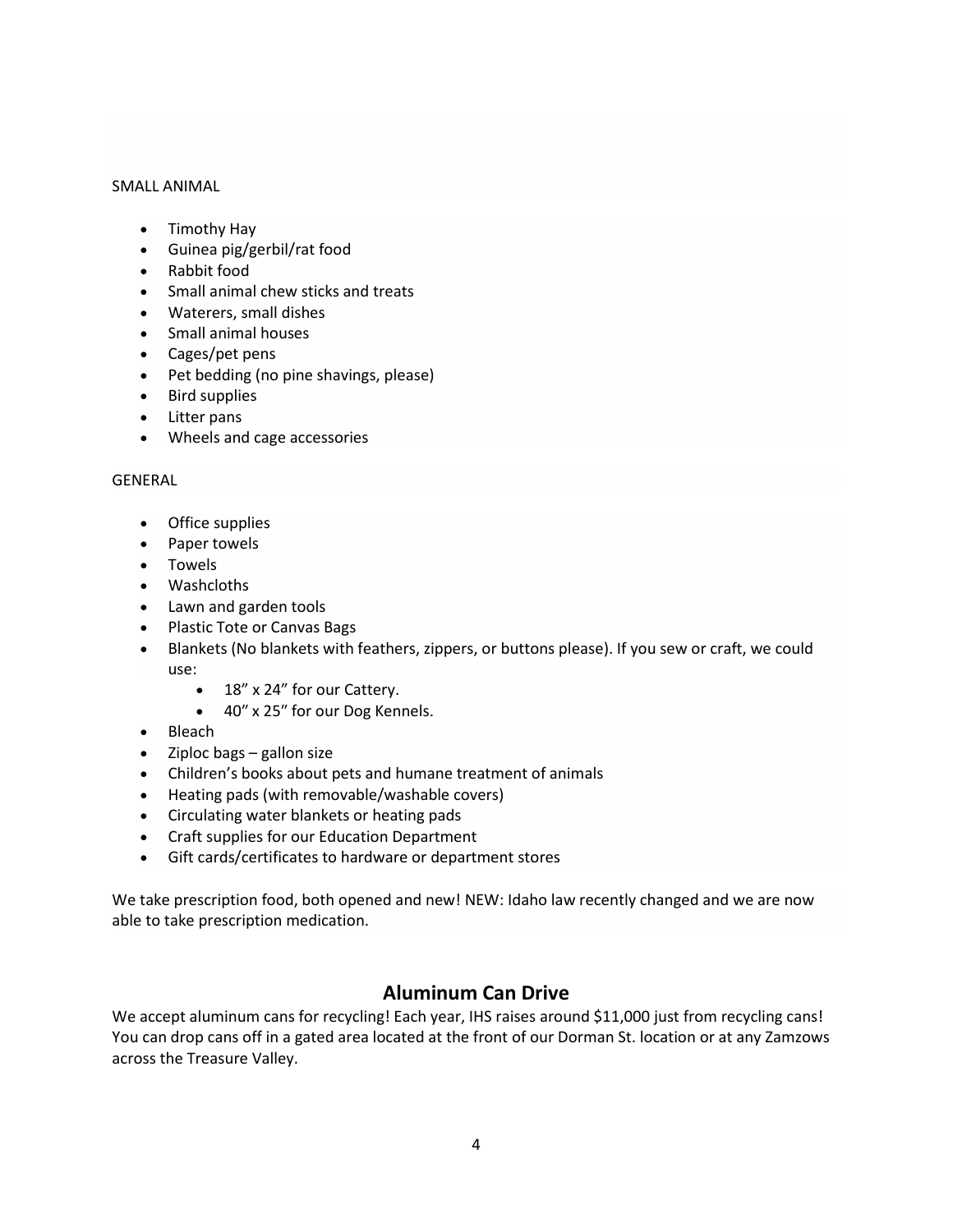SMALL ANIMAL

- Timothy Hay
- Guinea pig/gerbil/rat food
- Rabbit food
- Small animal chew sticks and treats
- Waterers, small dishes
- Small animal houses
- Cages/pet pens
- Pet bedding (no pine shavings, please)
- Bird supplies
- Litter pans
- Wheels and cage accessories

GENERAL

- Office supplies
- Paper towels
- Towels
- Washcloths
- Lawn and garden tools
- Plastic Tote or Canvas Bags
- Blankets (No blankets with feathers, zippers, or buttons please). If you sew or craft, we could use:
    - 18" x 24" for our Cattery.
    - 40" x 25" for our Dog Kennels.
- Bleach
- Ziploc bags – gallon size
- Children's books about pets and humane treatment of animals
- Heating pads (with removable/washable covers)
- Circulating water blankets or heating pads
- Craft supplies for our Education Department
- Gift cards/certificates to hardware or department stores

We take prescription food, both opened and new! NEW: Idaho law recently changed and we are now able to take prescription medication.

## Aluminum Can Drive

We accept aluminum cans for recycling! Each year, IHS raises around $11,000 just from recycling cans! You can drop cans off in a gated area located at the front of our Dorman St. location or at any Zamzows across the Treasure Valley.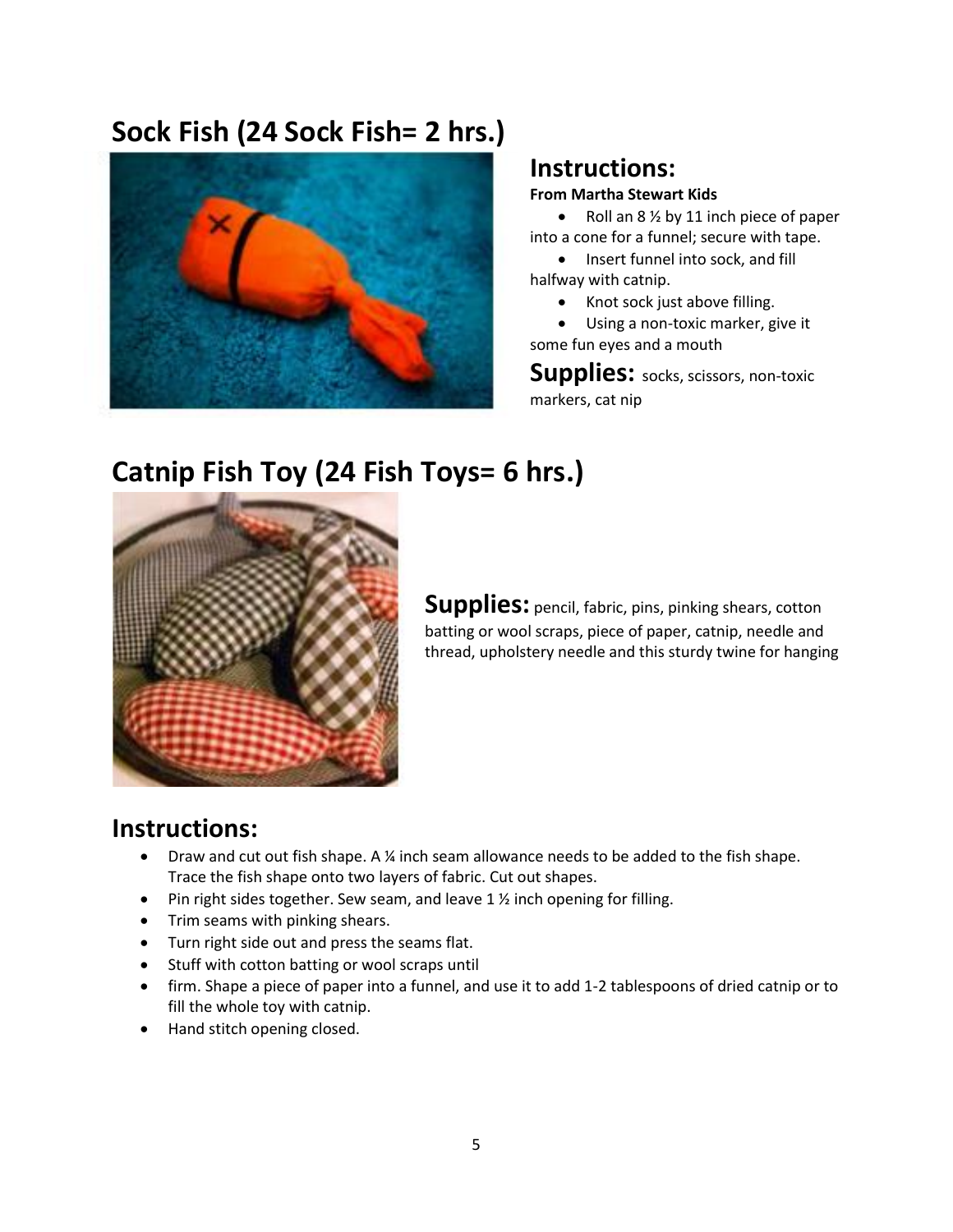## Sock Fish (24 Sock Fish= 2 hrs.)

### Instructions:

**From Martha Stewart Kids**

- Roll an 8 ½ by 11 inch piece of paper into a cone for a funnel; secure with tape.
- Insert funnel into sock, and fill halfway with catnip.
- Knot sock just above filling.
- Using a non-toxic marker, give it some fun eyes and a mouth

**Supplies:** socks, scissors, non-toxic markers, cat nip

## Catnip Fish Toy (24 Fish Toys= 6 hrs.)

**Supplies:** pencil, fabric, pins, pinking shears, cotton batting or wool scraps, piece of paper, catnip, needle and thread, upholstery needle and this sturdy twine for hanging

### Instructions:

- Draw and cut out fish shape. A ¼ inch seam allowance needs to be added to the fish shape. Trace the fish shape onto two layers of fabric. Cut out shapes.
- Pin right sides together. Sew seam, and leave 1 ½ inch opening for filling.
- Trim seams with pinking shears.
- Turn right side out and press the seams flat.
- Stuff with cotton batting or wool scraps until
- firm. Shape a piece of paper into a funnel, and use it to add 1-2 tablespoons of dried catnip or to fill the whole toy with catnip.
- Hand stitch opening closed.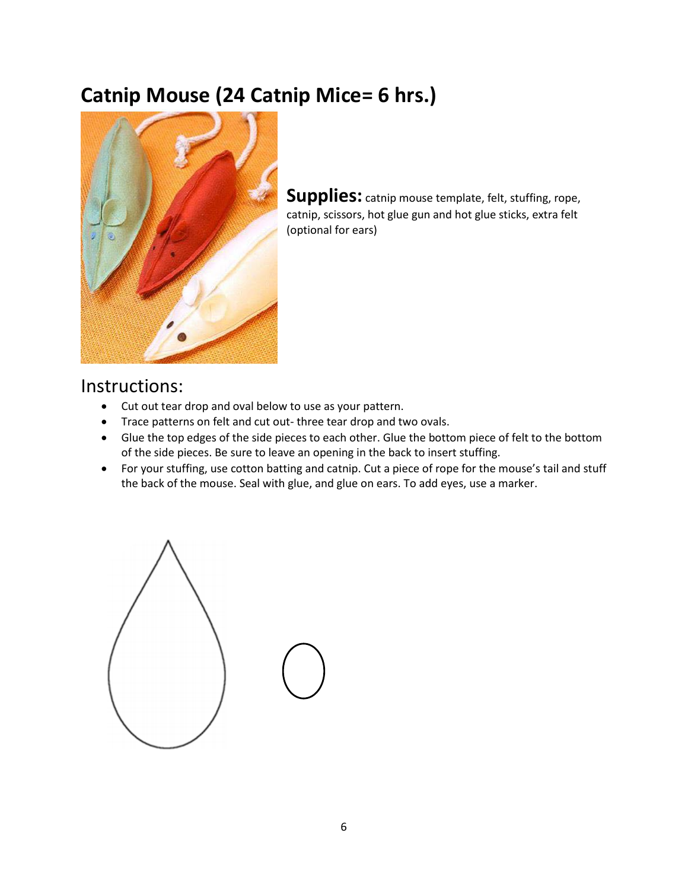## Catnip Mouse (24 Catnip Mice= 6 hrs.)

**Supplies:** catnip mouse template, felt, stuffing, rope, catnip, scissors, hot glue gun and hot glue sticks, extra felt (optional for ears)

### Instructions:

- Cut out tear drop and oval below to use as your pattern.
- Trace patterns on felt and cut out- three tear drop and two ovals.
- Glue the top edges of the side pieces to each other. Glue the bottom piece of felt to the bottom of the side pieces. Be sure to leave an opening in the back to insert stuffing.
- For your stuffing, use cotton batting and catnip. Cut a piece of rope for the mouse's tail and stuff the back of the mouse. Seal with glue, and glue on ears. To add eyes, use a marker.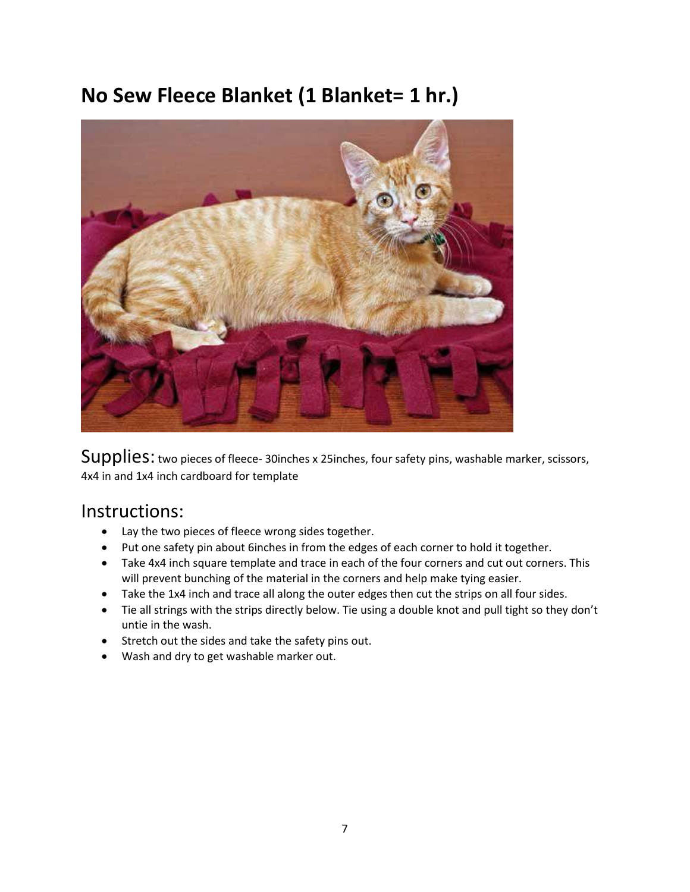# No Sew Fleece Blanket (1 Blanket= 1 hr.)

## Supplies:

two pieces of fleece- 30inches x 25inches, four safety pins, washable marker, scissors, 4x4 in and 1x4 inch cardboard for template

## Instructions:

- Lay the two pieces of fleece wrong sides together.
- Put one safety pin about 6inches in from the edges of each corner to hold it together.
- Take 4x4 inch square template and trace in each of the four corners and cut out corners. This will prevent bunching of the material in the corners and help make tying easier.
- Take the 1x4 inch and trace all along the outer edges then cut the strips on all four sides.
- Tie all strings with the strips directly below. Tie using a double knot and pull tight so they don't untie in the wash.
- Stretch out the sides and take the safety pins out.
- Wash and dry to get washable marker out.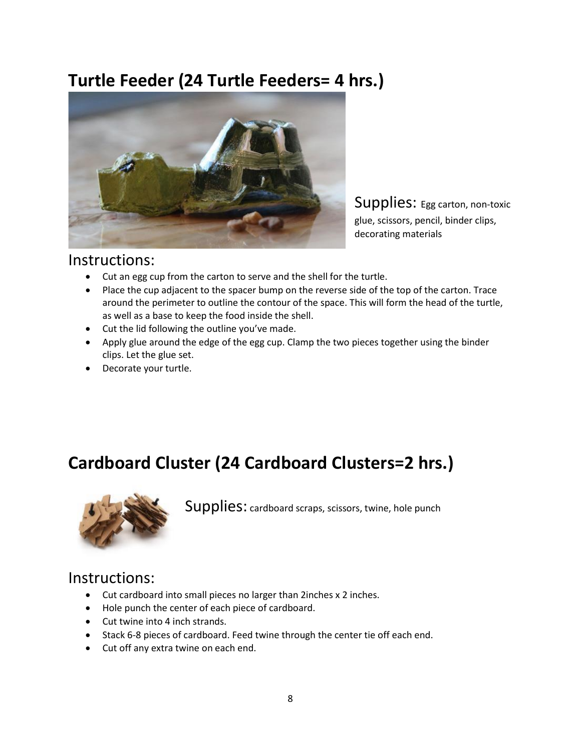## Turtle Feeder (24 Turtle Feeders= 4 hrs.)

Supplies: Egg carton, non-toxic glue, scissors, pencil, binder clips, decorating materials

### Instructions:

- Cut an egg cup from the carton to serve and the shell for the turtle.
- Place the cup adjacent to the spacer bump on the reverse side of the top of the carton. Trace around the perimeter to outline the contour of the space. This will form the head of the turtle, as well as a base to keep the food inside the shell.
- Cut the lid following the outline you've made.
- Apply glue around the edge of the egg cup. Clamp the two pieces together using the binder clips. Let the glue set.
- Decorate your turtle.

## Cardboard Cluster (24 Cardboard Clusters=2 hrs.)

Supplies: cardboard scraps, scissors, twine, hole punch

### Instructions:

- Cut cardboard into small pieces no larger than 2inches x 2 inches.
- Hole punch the center of each piece of cardboard.
- Cut twine into 4 inch strands.
- Stack 6-8 pieces of cardboard. Feed twine through the center tie off each end.
- Cut off any extra twine on each end.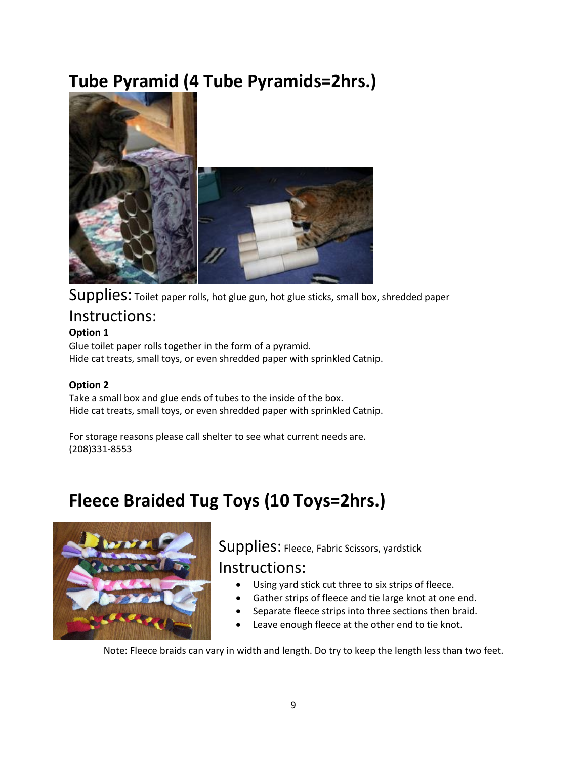## Tube Pyramid (4 Tube Pyramids=2hrs.)

Supplies: Toilet paper rolls, hot glue gun, hot glue sticks, small box, shredded paper

### Instructions:

**Option 1**

Glue toilet paper rolls together in the form of a pyramid.
Hide cat treats, small toys, or even shredded paper with sprinkled Catnip.

**Option 2**

Take a small box and glue ends of tubes to the inside of the box.
Hide cat treats, small toys, or even shredded paper with sprinkled Catnip.

For storage reasons please call shelter to see what current needs are.
(208)331-8553

## Fleece Braided Tug Toys (10 Toys=2hrs.)

Supplies: Fleece, Fabric Scissors, yardstick

### Instructions:

- Using yard stick cut three to six strips of fleece.
- Gather strips of fleece and tie large knot at one end.
- Separate fleece strips into three sections then braid.
- Leave enough fleece at the other end to tie knot.

Note: Fleece braids can vary in width and length. Do try to keep the length less than two feet.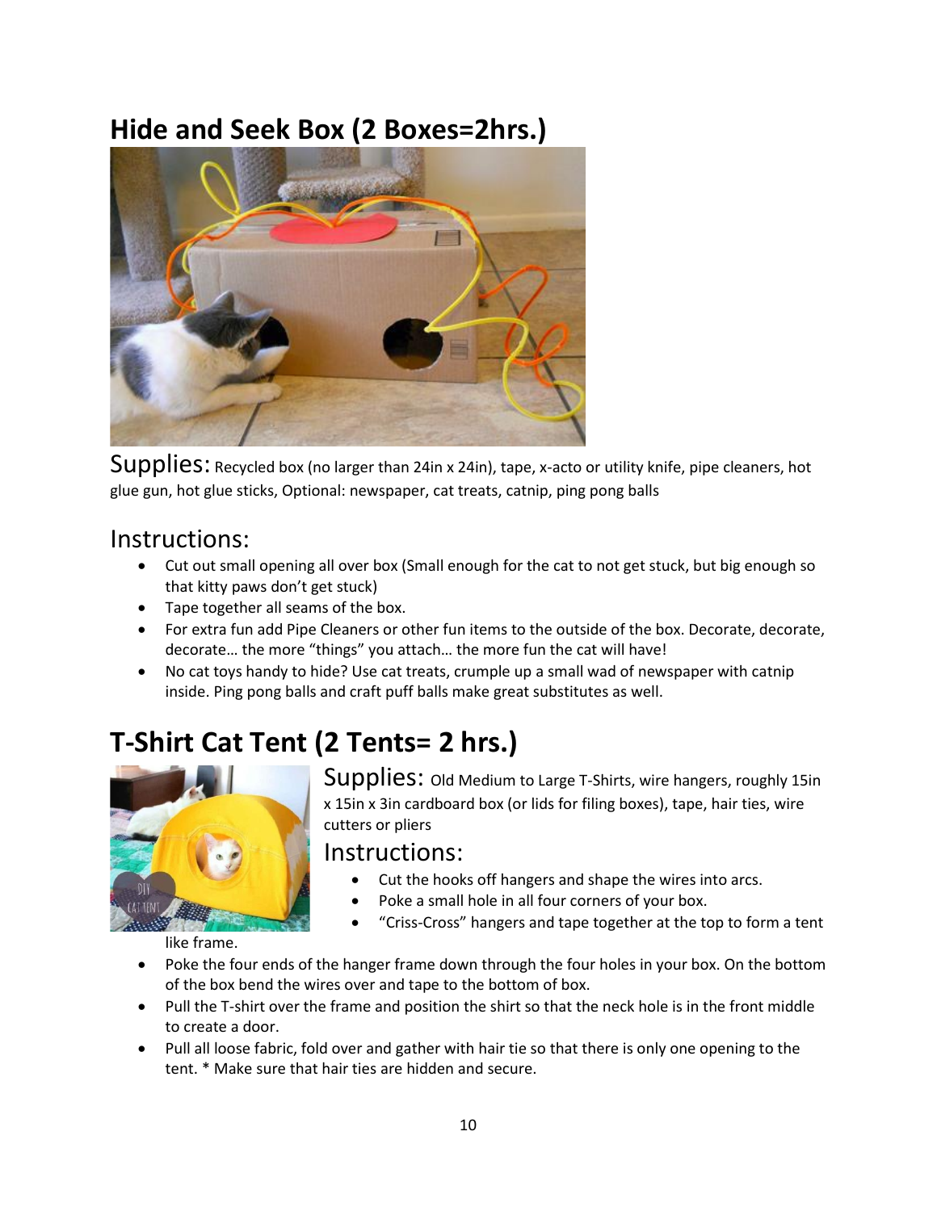## Hide and Seek Box (2 Boxes=2hrs.)

Supplies: Recycled box (no larger than 24in x 24in), tape, x-acto or utility knife, pipe cleaners, hot glue gun, hot glue sticks, Optional: newspaper, cat treats, catnip, ping pong balls

### Instructions:

- Cut out small opening all over box (Small enough for the cat to not get stuck, but big enough so that kitty paws don't get stuck)
- Tape together all seams of the box.
- For extra fun add Pipe Cleaners or other fun items to the outside of the box. Decorate, decorate, decorate… the more "things" you attach… the more fun the cat will have!
- No cat toys handy to hide? Use cat treats, crumple up a small wad of newspaper with catnip inside. Ping pong balls and craft puff balls make great substitutes as well.

## T-Shirt Cat Tent (2 Tents= 2 hrs.)

Supplies: Old Medium to Large T-Shirts, wire hangers, roughly 15in x 15in x 3in cardboard box (or lids for filing boxes), tape, hair ties, wire cutters or pliers

### Instructions:

- Cut the hooks off hangers and shape the wires into arcs.
- Poke a small hole in all four corners of your box.
- "Criss-Cross" hangers and tape together at the top to form a tent like frame.
- Poke the four ends of the hanger frame down through the four holes in your box. On the bottom of the box bend the wires over and tape to the bottom of box.
- Pull the T-shirt over the frame and position the shirt so that the neck hole is in the front middle to create a door.
- Pull all loose fabric, fold over and gather with hair tie so that there is only one opening to the tent. * Make sure that hair ties are hidden and secure.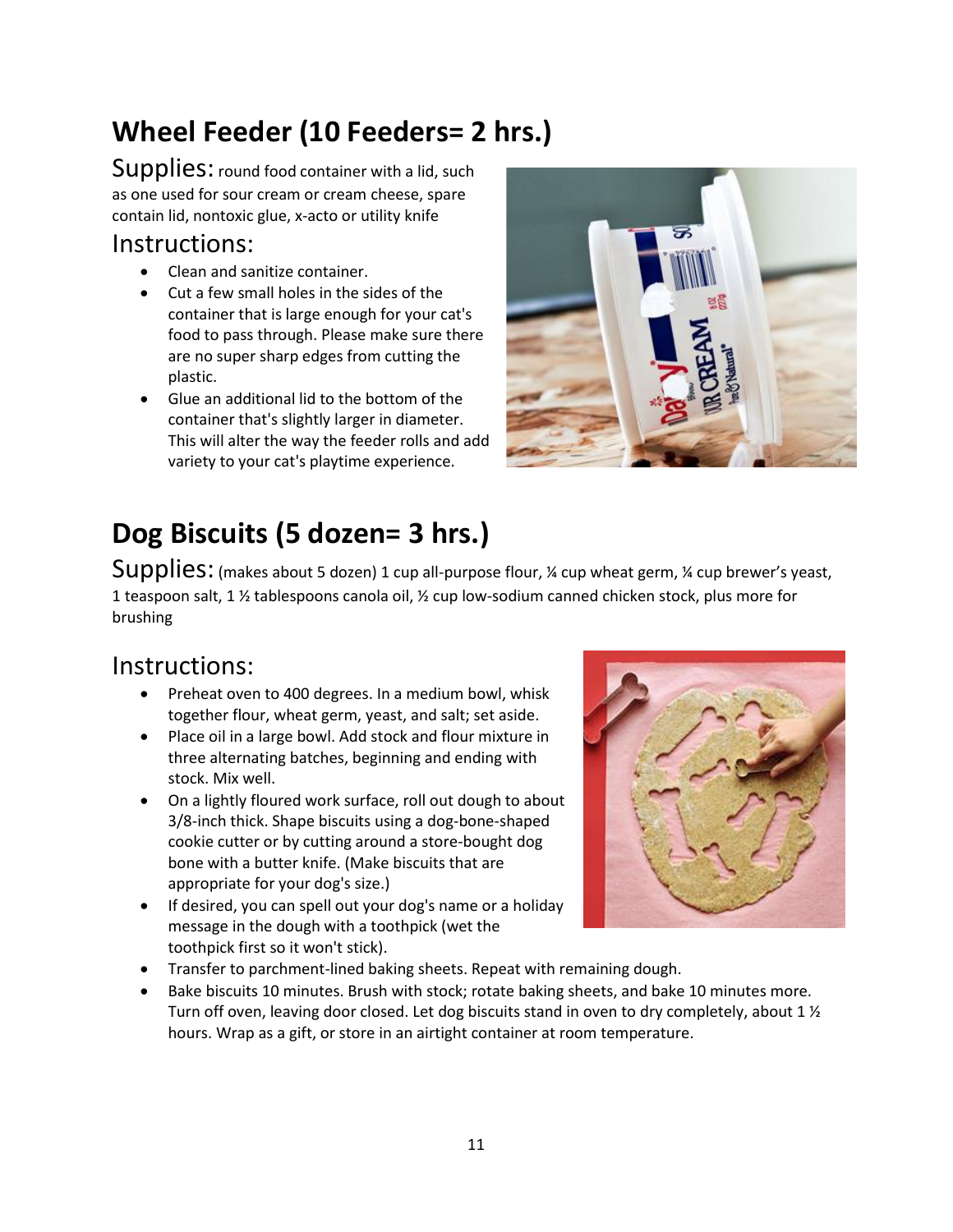# Wheel Feeder (10 Feeders= 2 hrs.)

Supplies: round food container with a lid, such as one used for sour cream or cream cheese, spare contain lid, nontoxic glue, x-acto or utility knife

Instructions:

- Clean and sanitize container.
- Cut a few small holes in the sides of the container that is large enough for your cat's food to pass through. Please make sure there are no super sharp edges from cutting the plastic.
- Glue an additional lid to the bottom of the container that's slightly larger in diameter. This will alter the way the feeder rolls and add variety to your cat's playtime experience.

# Dog Biscuits (5 dozen= 3 hrs.)

Supplies: (makes about 5 dozen) 1 cup all-purpose flour, ¼ cup wheat germ, ¼ cup brewer's yeast, 1 teaspoon salt, 1 ½ tablespoons canola oil, ½ cup low-sodium canned chicken stock, plus more for brushing

Instructions:

- Preheat oven to 400 degrees. In a medium bowl, whisk together flour, wheat germ, yeast, and salt; set aside.
- Place oil in a large bowl. Add stock and flour mixture in three alternating batches, beginning and ending with stock. Mix well.
- On a lightly floured work surface, roll out dough to about 3/8-inch thick. Shape biscuits using a dog-bone-shaped cookie cutter or by cutting around a store-bought dog bone with a butter knife. (Make biscuits that are appropriate for your dog's size.)
- If desired, you can spell out your dog's name or a holiday message in the dough with a toothpick (wet the toothpick first so it won't stick).
- Transfer to parchment-lined baking sheets. Repeat with remaining dough.
- Bake biscuits 10 minutes. Brush with stock; rotate baking sheets, and bake 10 minutes more. Turn off oven, leaving door closed. Let dog biscuits stand in oven to dry completely, about 1 ½ hours. Wrap as a gift, or store in an airtight container at room temperature.